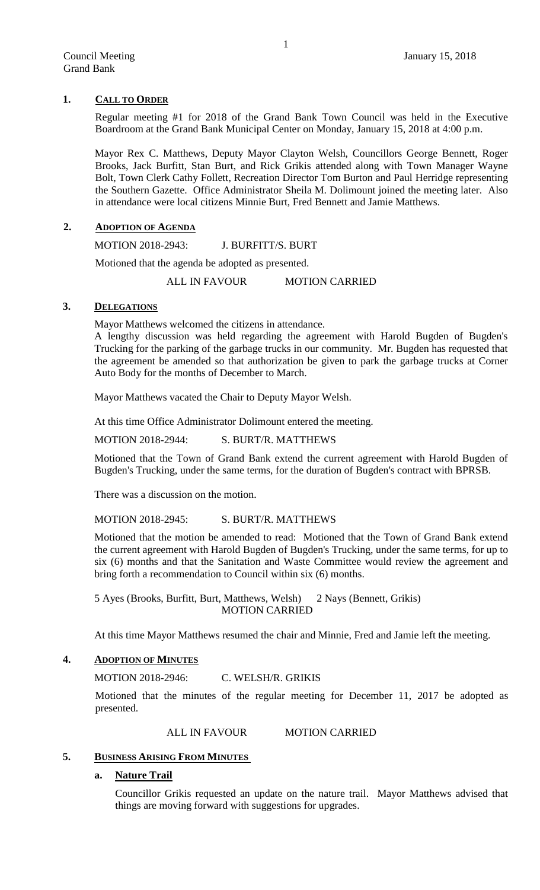## 1. CALL TO ORDER

Regular meeting #1 for 2018 of the Grand Bank Town Council was held in the Executive Boardroom at the Grand Bank Municipal Center on Monday, January 15, 2018 at 4:00 p.m.

Mayor Rex C. Matthews, Deputy Mayor Clayton Welsh, Councillors George Bennett, Roger Brooks, Jack Burfitt, Stan Burt, and Rick Grikis attended along with Town Manager Wayne Bolt, Town Clerk Cathy Follett, Recreation Director Tom Burton and Paul Herridge representing the Southern Gazette. Office Administrator Sheila M. Dolimount joined the meeting later. Also in attendance were local citizens Minnie Burt, Fred Bennett and Jamie Matthews.

## 2. ADOPTION OF AGENDA

MOTION 2018-2943: J. BURFITT/S. BURT

Motioned that the agenda be adopted as presented.

ALL IN FAVOUR MOTION CARRIED

## 3. DELEGATIONS

Mayor Matthews welcomed the citizens in attendance.

A lengthy discussion was held regarding the agreement with Harold Bugden of Bugden's Trucking for the parking of the garbage trucks in our community. Mr. Bugden has requested that the agreement be amended so that authorization be given to park the garbage trucks at Corner Auto Body for the months of December to March.

Mayor Matthews vacated the Chair to Deputy Mayor Welsh.

At this time Office Administrator Dolimount entered the meeting.

MOTION 2018-2944: S. BURT/R. MATTHEWS

Motioned that the Town of Grand Bank extend the current agreement with Harold Bugden of Bugden's Trucking, under the same terms, for the duration of Bugden's contract with BPRSB.

There was a discussion on the motion.

MOTION 2018-2945: S. BURT/R. MATTHEWS

Motioned that the motion be amended to read: Motioned that the Town of Grand Bank extend the current agreement with Harold Bugden of Bugden's Trucking, under the same terms, for up to six (6) months and that the Sanitation and Waste Committee would review the agreement and bring forth a recommendation to Council within six (6) months.

5 Ayes (Brooks, Burfitt, Burt, Matthews, Welsh) 2 Nays (Bennett, Grikis)
MOTION CARRIED

At this time Mayor Matthews resumed the chair and Minnie, Fred and Jamie left the meeting.

## 4. ADOPTION OF MINUTES

MOTION 2018-2946: C. WELSH/R. GRIKIS

Motioned that the minutes of the regular meeting for December 11, 2017 be adopted as presented.

ALL IN FAVOUR MOTION CARRIED

## 5. BUSINESS ARISING FROM MINUTES

### a. Nature Trail

Councillor Grikis requested an update on the nature trail. Mayor Matthews advised that things are moving forward with suggestions for upgrades.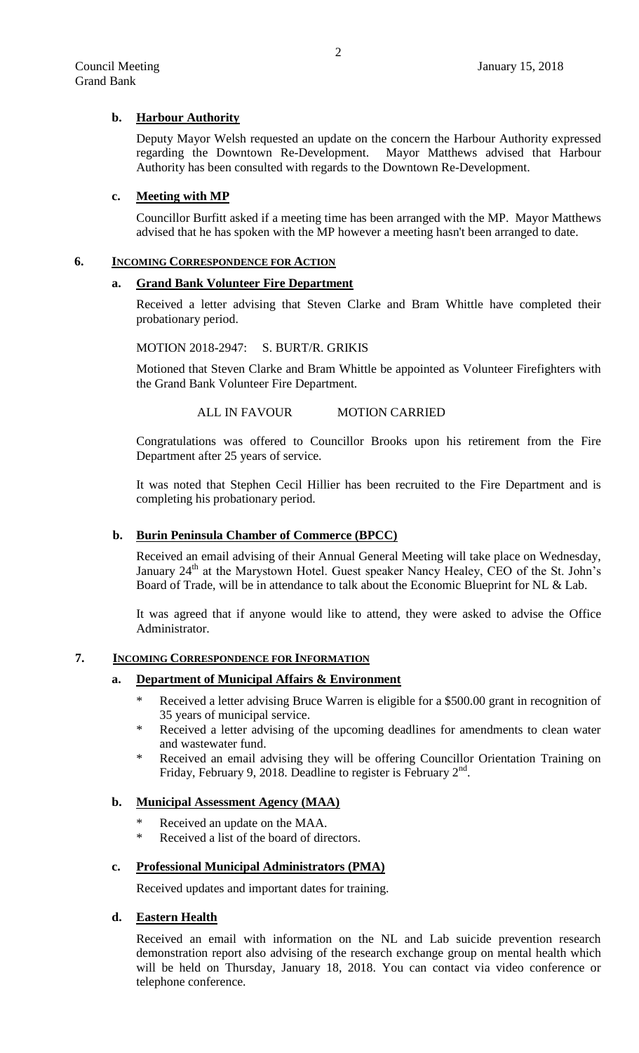**b. Harbour Authority**

Deputy Mayor Welsh requested an update on the concern the Harbour Authority expressed regarding the Downtown Re-Development. Mayor Matthews advised that Harbour Authority has been consulted with regards to the Downtown Re-Development.

**c. Meeting with MP**

Councillor Burfitt asked if a meeting time has been arranged with the MP. Mayor Matthews advised that he has spoken with the MP however a meeting hasn't been arranged to date.

## 6. INCOMING CORRESPONDENCE FOR ACTION

**a. Grand Bank Volunteer Fire Department**

Received a letter advising that Steven Clarke and Bram Whittle have completed their probationary period.

MOTION 2018-2947: S. BURT/R. GRIKIS

Motioned that Steven Clarke and Bram Whittle be appointed as Volunteer Firefighters with the Grand Bank Volunteer Fire Department.

ALL IN FAVOUR MOTION CARRIED

Congratulations was offered to Councillor Brooks upon his retirement from the Fire Department after 25 years of service.

It was noted that Stephen Cecil Hillier has been recruited to the Fire Department and is completing his probationary period.

**b. Burin Peninsula Chamber of Commerce (BPCC)**

Received an email advising of their Annual General Meeting will take place on Wednesday, January 24th at the Marystown Hotel. Guest speaker Nancy Healey, CEO of the St. John's Board of Trade, will be in attendance to talk about the Economic Blueprint for NL & Lab.

It was agreed that if anyone would like to attend, they were asked to advise the Office Administrator.

## 7. INCOMING CORRESPONDENCE FOR INFORMATION

**a. Department of Municipal Affairs & Environment**

- Received a letter advising Bruce Warren is eligible for a $500.00 grant in recognition of 35 years of municipal service.
- Received a letter advising of the upcoming deadlines for amendments to clean water and wastewater fund.
- Received an email advising they will be offering Councillor Orientation Training on Friday, February 9, 2018. Deadline to register is February 2nd.

**b. Municipal Assessment Agency (MAA)**

- Received an update on the MAA.
- Received a list of the board of directors.

**c. Professional Municipal Administrators (PMA)**

Received updates and important dates for training.

**d. Eastern Health**

Received an email with information on the NL and Lab suicide prevention research demonstration report also advising of the research exchange group on mental health which will be held on Thursday, January 18, 2018. You can contact via video conference or telephone conference.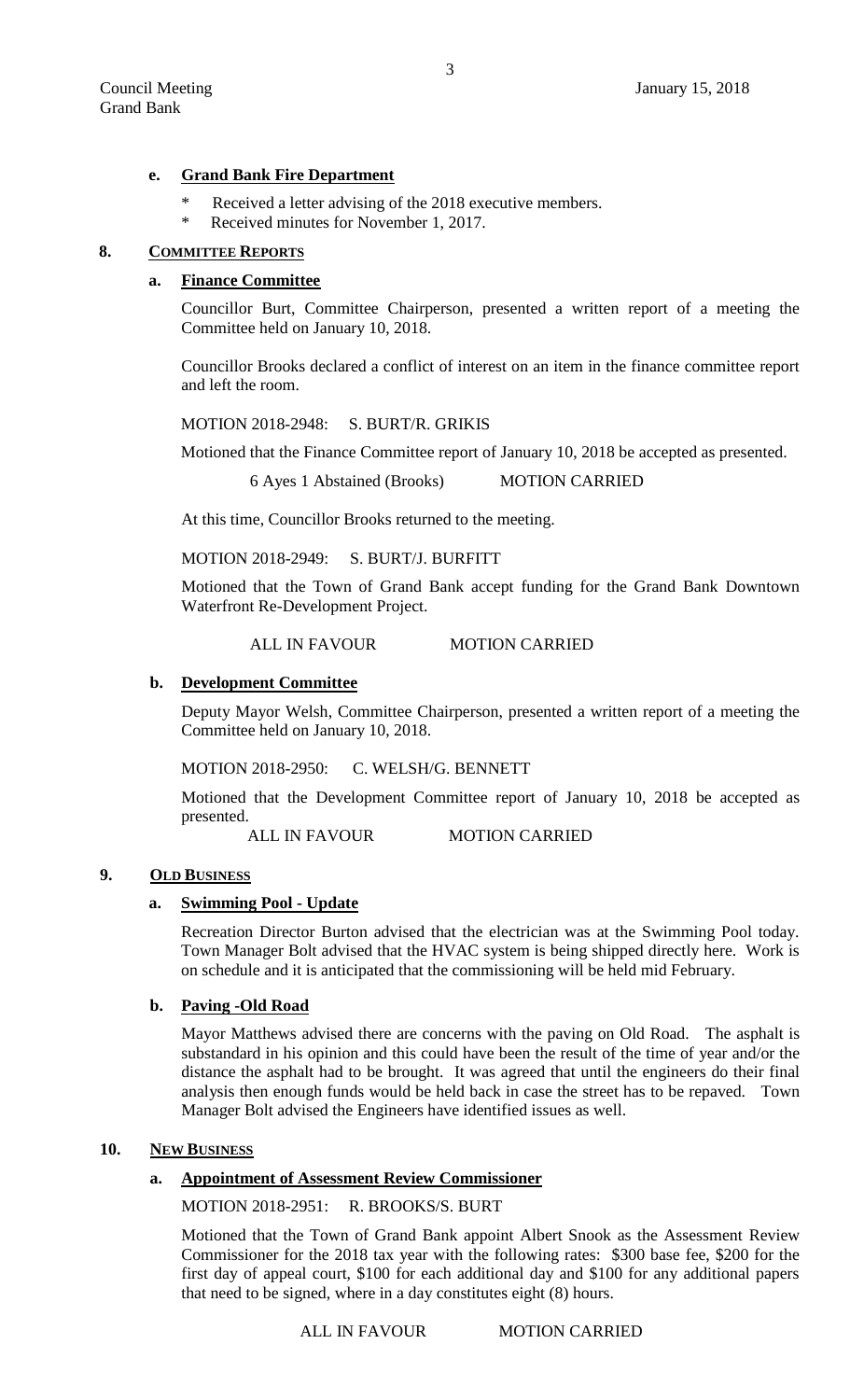#### e. Grand Bank Fire Department

- \* Received a letter advising of the 2018 executive members.
- \* Received minutes for November 1, 2017.

## 8. COMMITTEE REPORTS

### a. Finance Committee

Councillor Burt, Committee Chairperson, presented a written report of a meeting the Committee held on January 10, 2018.

Councillor Brooks declared a conflict of interest on an item in the finance committee report and left the room.

MOTION 2018-2948: S. BURT/R. GRIKIS

Motioned that the Finance Committee report of January 10, 2018 be accepted as presented.

6 Ayes 1 Abstained (Brooks) MOTION CARRIED

At this time, Councillor Brooks returned to the meeting.

MOTION 2018-2949: S. BURT/J. BURFITT

Motioned that the Town of Grand Bank accept funding for the Grand Bank Downtown Waterfront Re-Development Project.

ALL IN FAVOUR MOTION CARRIED

### b. Development Committee

Deputy Mayor Welsh, Committee Chairperson, presented a written report of a meeting the Committee held on January 10, 2018.

MOTION 2018-2950: C. WELSH/G. BENNETT

Motioned that the Development Committee report of January 10, 2018 be accepted as presented.

ALL IN FAVOUR MOTION CARRIED

## 9. OLD BUSINESS

### a. Swimming Pool - Update

Recreation Director Burton advised that the electrician was at the Swimming Pool today. Town Manager Bolt advised that the HVAC system is being shipped directly here. Work is on schedule and it is anticipated that the commissioning will be held mid February.

### b. Paving -Old Road

Mayor Matthews advised there are concerns with the paving on Old Road. The asphalt is substandard in his opinion and this could have been the result of the time of year and/or the distance the asphalt had to be brought. It was agreed that until the engineers do their final analysis then enough funds would be held back in case the street has to be repaved. Town Manager Bolt advised the Engineers have identified issues as well.

## 10. NEW BUSINESS

### a. Appointment of Assessment Review Commissioner

MOTION 2018-2951: R. BROOKS/S. BURT

Motioned that the Town of Grand Bank appoint Albert Snook as the Assessment Review Commissioner for the 2018 tax year with the following rates: \$300 base fee, \$200 for the first day of appeal court, \$100 for each additional day and \$100 for any additional papers that need to be signed, where in a day constitutes eight (8) hours.

ALL IN FAVOUR MOTION CARRIED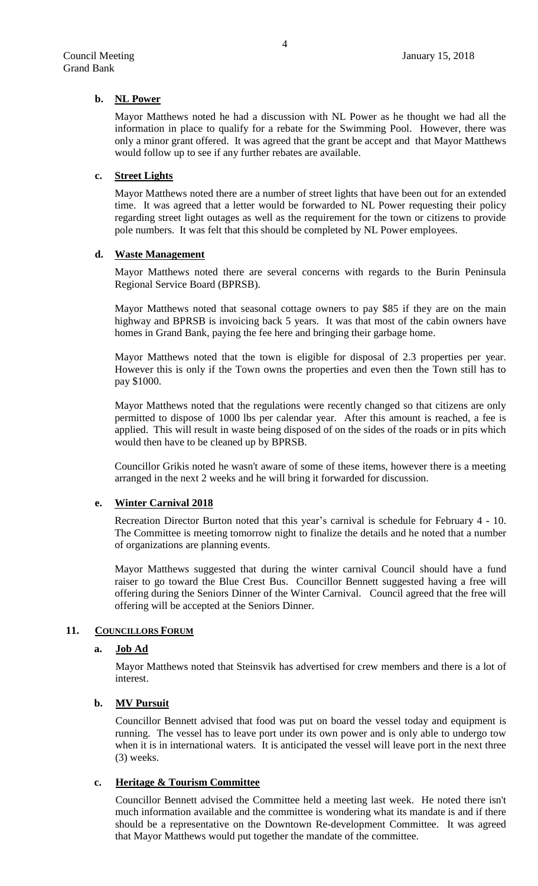**b. NL Power**

Mayor Matthews noted he had a discussion with NL Power as he thought we had all the information in place to qualify for a rebate for the Swimming Pool. However, there was only a minor grant offered. It was agreed that the grant be accept and that Mayor Matthews would follow up to see if any further rebates are available.

**c. Street Lights**

Mayor Matthews noted there are a number of street lights that have been out for an extended time. It was agreed that a letter would be forwarded to NL Power requesting their policy regarding street light outages as well as the requirement for the town or citizens to provide pole numbers. It was felt that this should be completed by NL Power employees.

**d. Waste Management**

Mayor Matthews noted there are several concerns with regards to the Burin Peninsula Regional Service Board (BPRSB).

Mayor Matthews noted that seasonal cottage owners to pay $85 if they are on the main highway and BPRSB is invoicing back 5 years. It was that most of the cabin owners have homes in Grand Bank, paying the fee here and bringing their garbage home.

Mayor Matthews noted that the town is eligible for disposal of 2.3 properties per year. However this is only if the Town owns the properties and even then the Town still has to pay $1000.

Mayor Matthews noted that the regulations were recently changed so that citizens are only permitted to dispose of 1000 lbs per calendar year. After this amount is reached, a fee is applied. This will result in waste being disposed of on the sides of the roads or in pits which would then have to be cleaned up by BPRSB.

Councillor Grikis noted he wasn't aware of some of these items, however there is a meeting arranged in the next 2 weeks and he will bring it forwarded for discussion.

**e. Winter Carnival 2018**

Recreation Director Burton noted that this year's carnival is schedule for February 4 - 10. The Committee is meeting tomorrow night to finalize the details and he noted that a number of organizations are planning events.

Mayor Matthews suggested that during the winter carnival Council should have a fund raiser to go toward the Blue Crest Bus. Councillor Bennett suggested having a free will offering during the Seniors Dinner of the Winter Carnival. Council agreed that the free will offering will be accepted at the Seniors Dinner.

## 11. COUNCILLORS FORUM

**a. Job Ad**

Mayor Matthews noted that Steinsvik has advertised for crew members and there is a lot of interest.

**b. MV Pursuit**

Councillor Bennett advised that food was put on board the vessel today and equipment is running. The vessel has to leave port under its own power and is only able to undergo tow when it is in international waters. It is anticipated the vessel will leave port in the next three (3) weeks.

**c. Heritage & Tourism Committee**

Councillor Bennett advised the Committee held a meeting last week. He noted there isn't much information available and the committee is wondering what its mandate is and if there should be a representative on the Downtown Re-development Committee. It was agreed that Mayor Matthews would put together the mandate of the committee.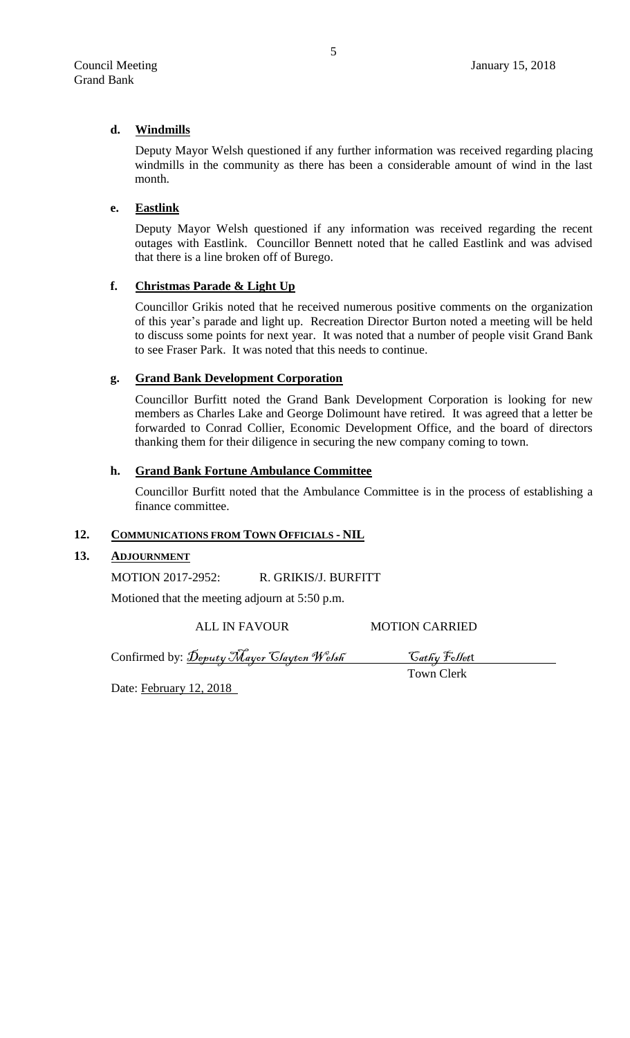**d. Windmills**

Deputy Mayor Welsh questioned if any further information was received regarding placing windmills in the community as there has been a considerable amount of wind in the last month.

**e. Eastlink**

Deputy Mayor Welsh questioned if any information was received regarding the recent outages with Eastlink. Councillor Bennett noted that he called Eastlink and was advised that there is a line broken off of Burego.

**f. Christmas Parade & Light Up**

Councillor Grikis noted that he received numerous positive comments on the organization of this year's parade and light up. Recreation Director Burton noted a meeting will be held to discuss some points for next year. It was noted that a number of people visit Grand Bank to see Fraser Park. It was noted that this needs to continue.

**g. Grand Bank Development Corporation**

Councillor Burfitt noted the Grand Bank Development Corporation is looking for new members as Charles Lake and George Dolimount have retired. It was agreed that a letter be forwarded to Conrad Collier, Economic Development Office, and the board of directors thanking them for their diligence in securing the new company coming to town.

**h. Grand Bank Fortune Ambulance Committee**

Councillor Burfitt noted that the Ambulance Committee is in the process of establishing a finance committee.

## 12. COMMUNICATIONS FROM TOWN OFFICIALS - NIL

## 13. ADJOURNMENT

MOTION 2017-2952: R. GRIKIS/J. BURFITT

Motioned that the meeting adjourn at 5:50 p.m.

ALL IN FAVOUR MOTION CARRIED

Confirmed by: *Deputy Mayor Clayton Welsh* *Cathy Follett*

Town Clerk

Date: February 12, 2018